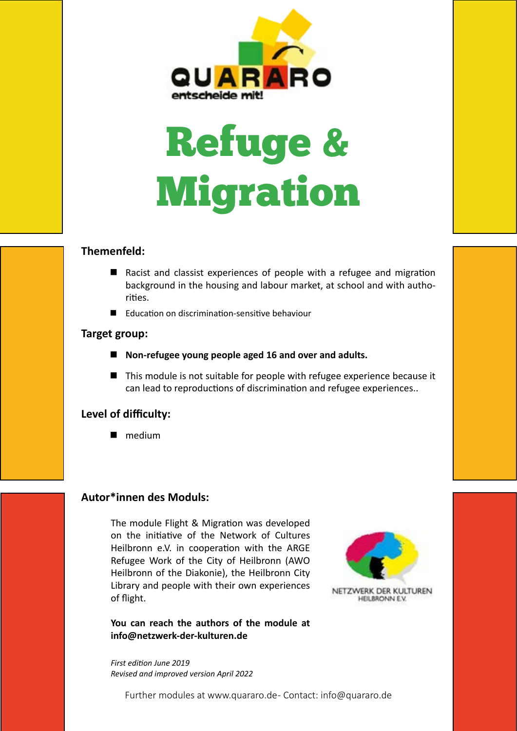QUARARO
entscheide mit!

# Refuge & Migration

## Themenfeld:

- Racist and classist experiences of people with a refugee and migration background in the housing and labour market, at school and with authorities.
- Education on discrimination-sensitive behaviour

## Target group:

- **Non-refugee young people aged 16 and over and adults.**
- This module is not suitable for people with refugee experience because it can lead to reproductions of discrimination and refugee experiences..

## Level of difficulty:

- medium

## Autor*innen des Moduls:

The module Flight & Migration was developed on the initiative of the Network of Cultures Heilbronn e.V. in cooperation with the ARGE Refugee Work of the City of Heilbronn (AWO Heilbronn of the Diakonie), the Heilbronn City Library and people with their own experiences of flight.

NETZWERK DER KULTUREN HEILBRONN E.V.

**You can reach the authors of the module at info@netzwerk-der-kulturen.de**

*First edition June 2019*
*Revised and improved version April 2022*

Further modules at www.quararo.de- Contact: info@quararo.de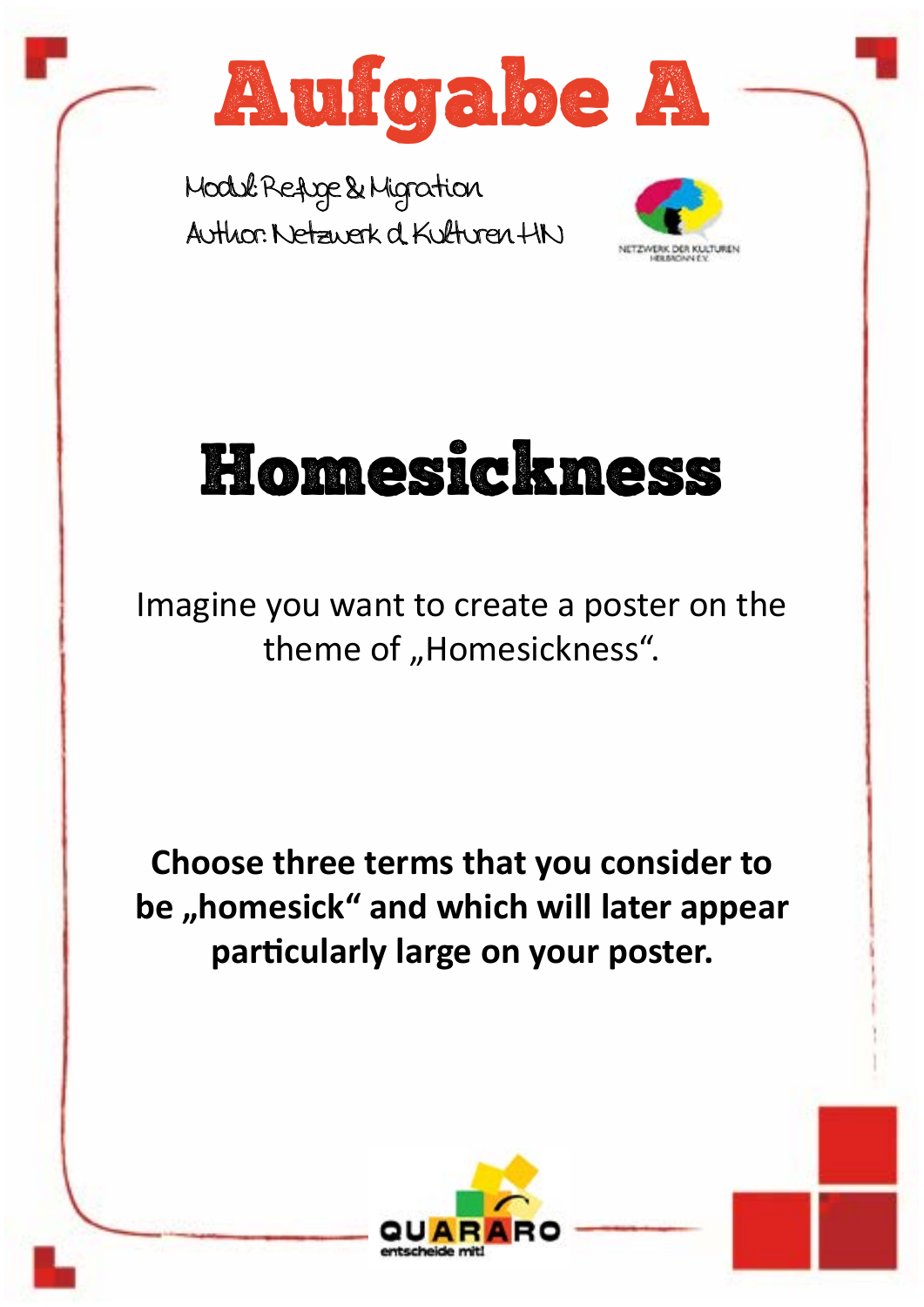# Aufgabe A

Modul: Refuge & Migration
Author: Netzwerk d. Kulturen HN

NETZWERK DER KULTUREN HEILBRONN E.V.

## Homesickness

Imagine you want to create a poster on the theme of „Homesickness".

**Choose three terms that you consider to be „homesick" and which will later appear particularly large on your poster.**

QUARARO entscheide mit!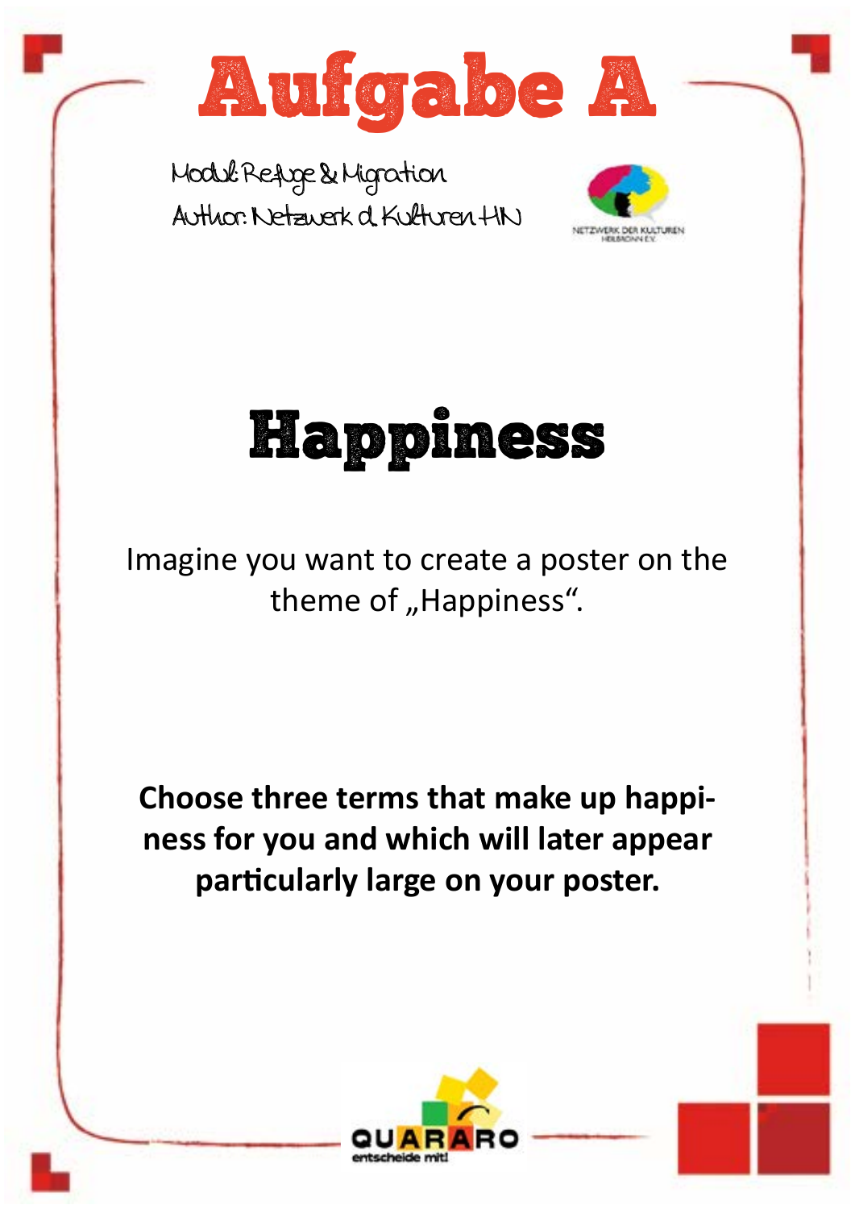# Aufgabe A

Modul: Refuge & Migration
Author: Netzwerk d. Kulturen HN

## Happiness

Imagine you want to create a poster on the theme of „Happiness“.

**Choose three terms that make up happiness for you and which will later appear particularly large on your poster.**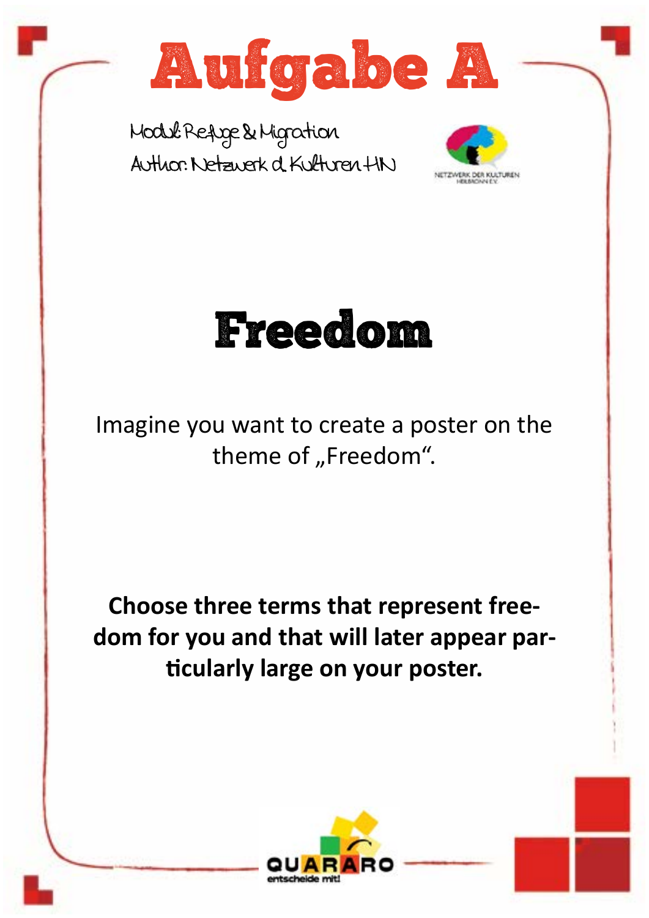# Aufgabe A

Modul: Refuge & Migration
Author: Netzwerk d. Kulturen HN

## Freedom

Imagine you want to create a poster on the theme of „Freedom“.

**Choose three terms that represent freedom for you and that will later appear particularly large on your poster.**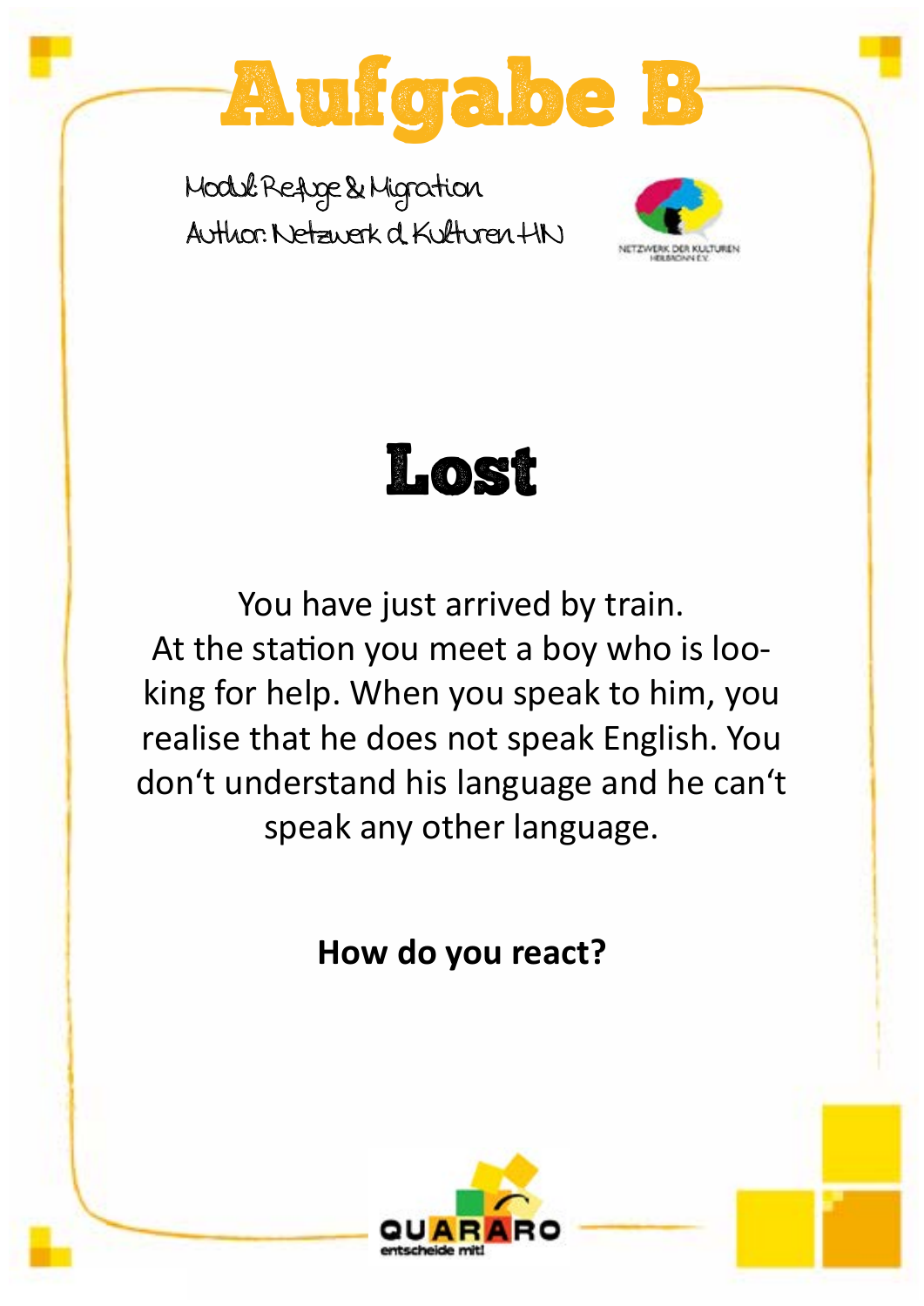# Aufgabe B

Modul: Refuge & Migration
Author: Netzwerk d. Kulturen HN

NETZWERK DER KULTUREN HEILBRONN E.V.

## Lost

You have just arrived by train. At the station you meet a boy who is looking for help. When you speak to him, you realise that he does not speak English. You don't understand his language and he can't speak any other language.

**How do you react?**

QUARARO entscheide mit!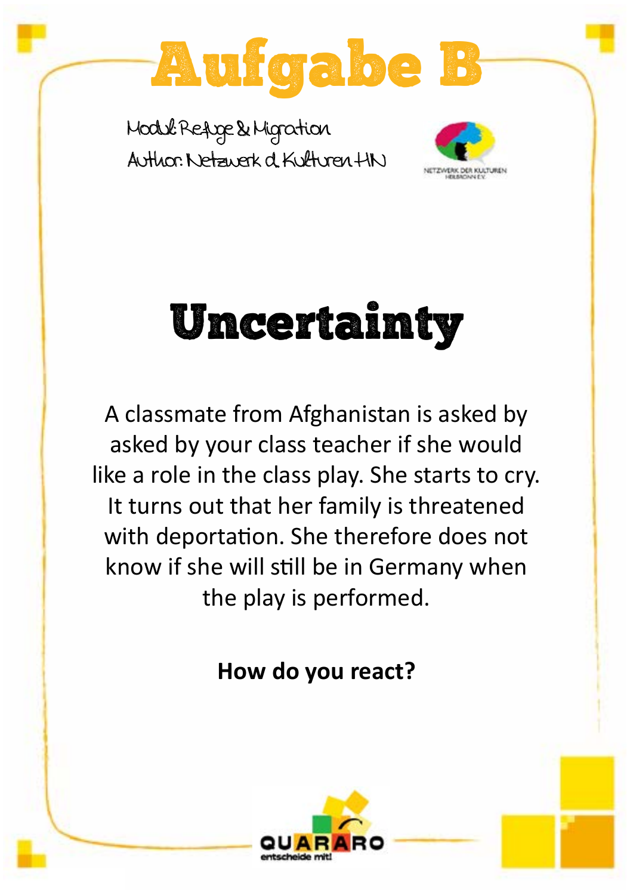# Aufgabe B

Modul: Refuge & Migration
Author: Netzwerk d. Kulturen HN

NETZWERK DER KULTUREN HEILBRONN E.V.

## Uncertainty

A classmate from Afghanistan is asked by asked by your class teacher if she would like a role in the class play. She starts to cry. It turns out that her family is threatened with deportation. She therefore does not know if she will still be in Germany when the play is performed.

**How do you react?**

QUARARO entscheide mit!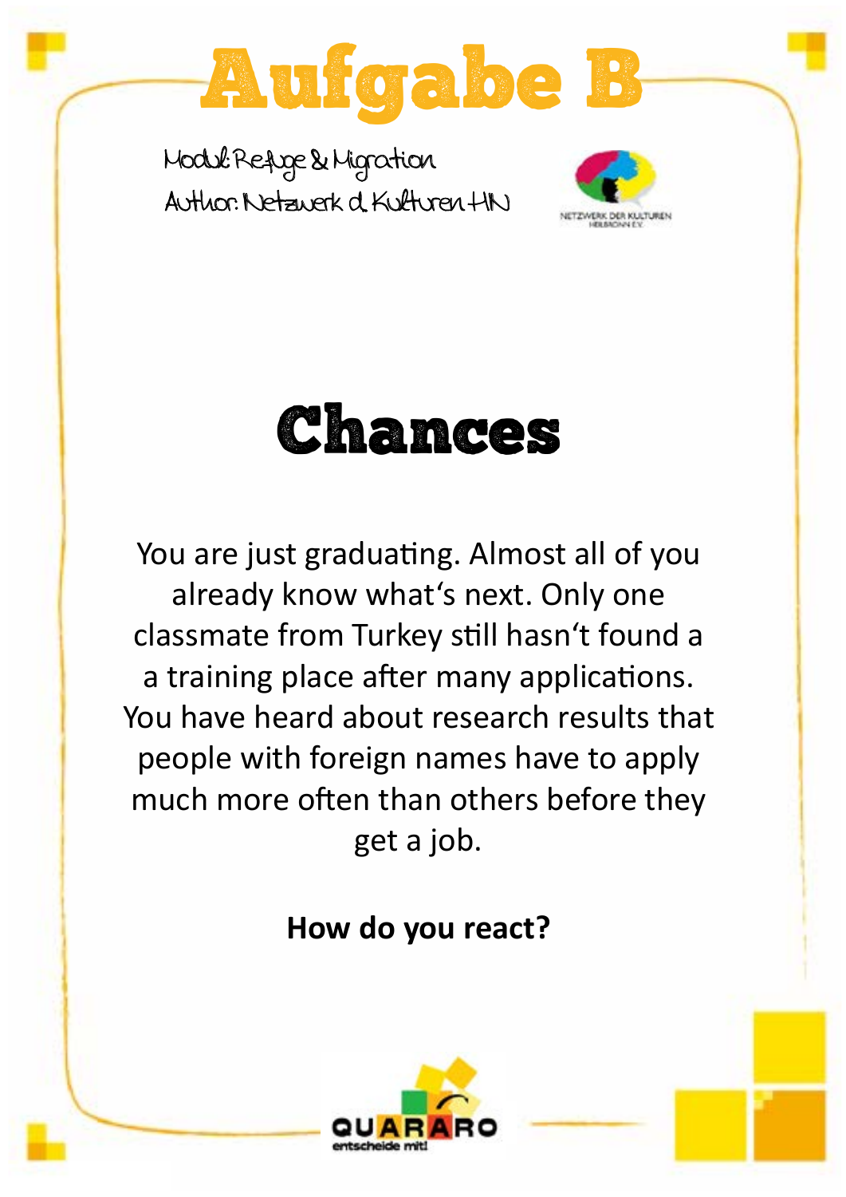# Aufgabe B

Modul: Refuge & Migration
Author: Netzwerk d. Kulturen HN

NETZWERK DER KULTUREN HEILBRONN E.V.

## Chances

You are just graduating. Almost all of you already know what‘s next. Only one classmate from Turkey still hasn‘t found a a training place after many applications. You have heard about research results that people with foreign names have to apply much more often than others before they get a job.

**How do you react?**

QUARARO
entscheide mit!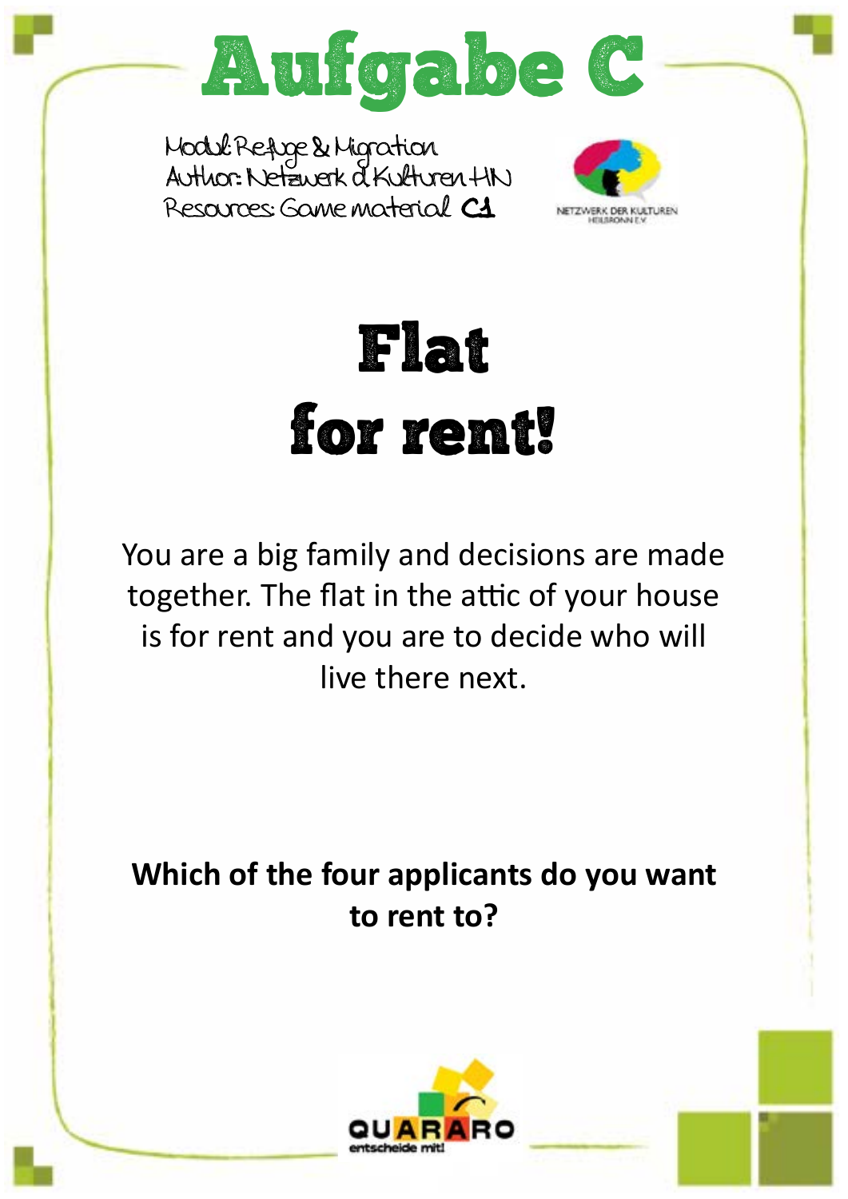# Aufgabe C

Modul: Refuge & Migration
Author: Netzwerk d. Kulturen HN
Resources: Game material **C1**

NETZWERK DER KULTUREN HEILBRONN E.V.

# Flat for rent!

You are a big family and decisions are made together. The flat in the attic of your house is for rent and you are to decide who will live there next.

**Which of the four applicants do you want to rent to?**

QUARARO entscheide mit!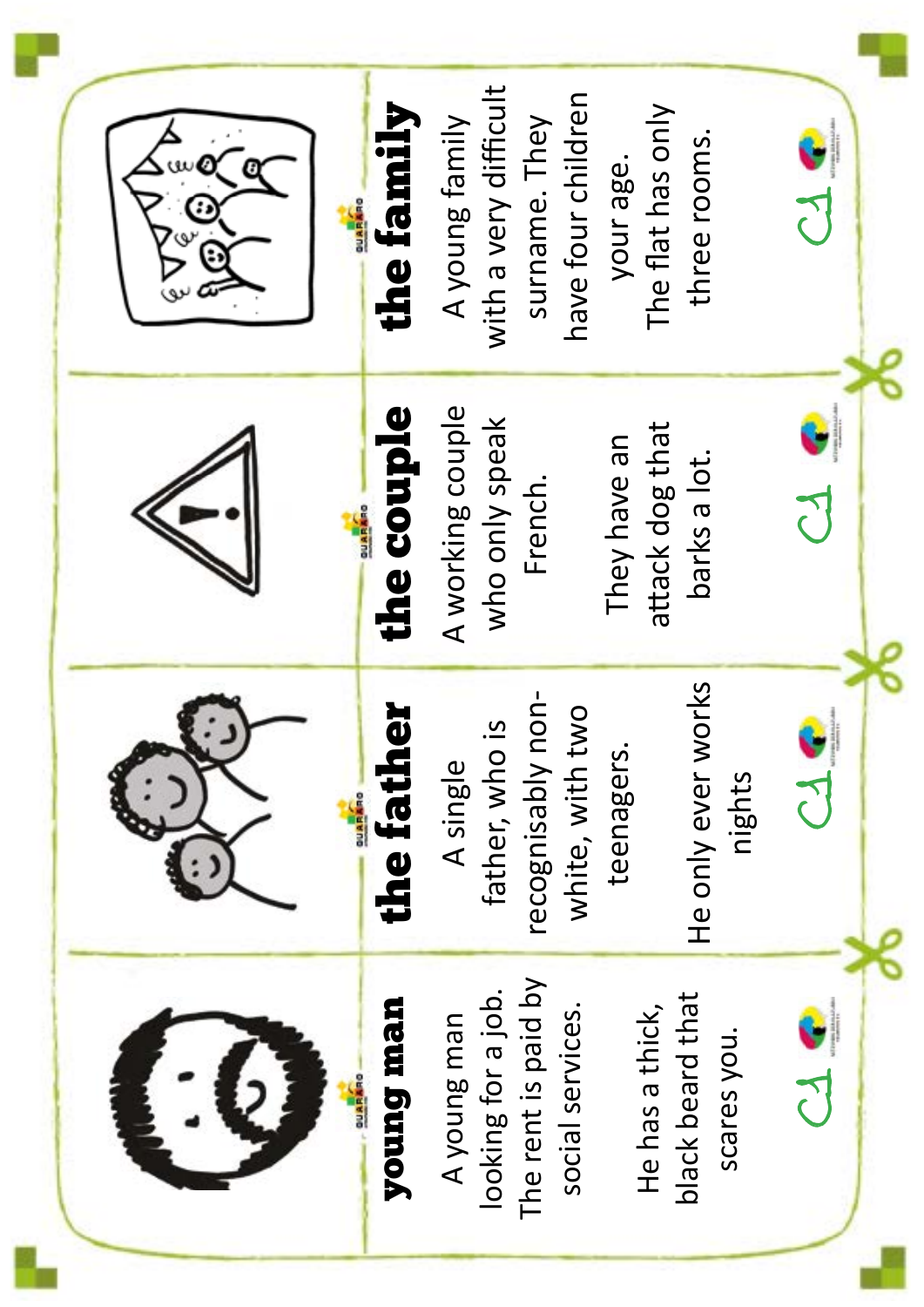## young man

A young man looking for a job. The rent is paid by social services.

He has a thick, black beard that scares you.

C1

## the father

A single father, who is recognisably non-white, with two teenagers.

He only ever works nights

C1

## the couple

A working couple who only speak French.

They have an attack dog that barks a lot.

C1

## the family

A young family with a very difficult surname. They have four children your age. The flat has only three rooms.

C1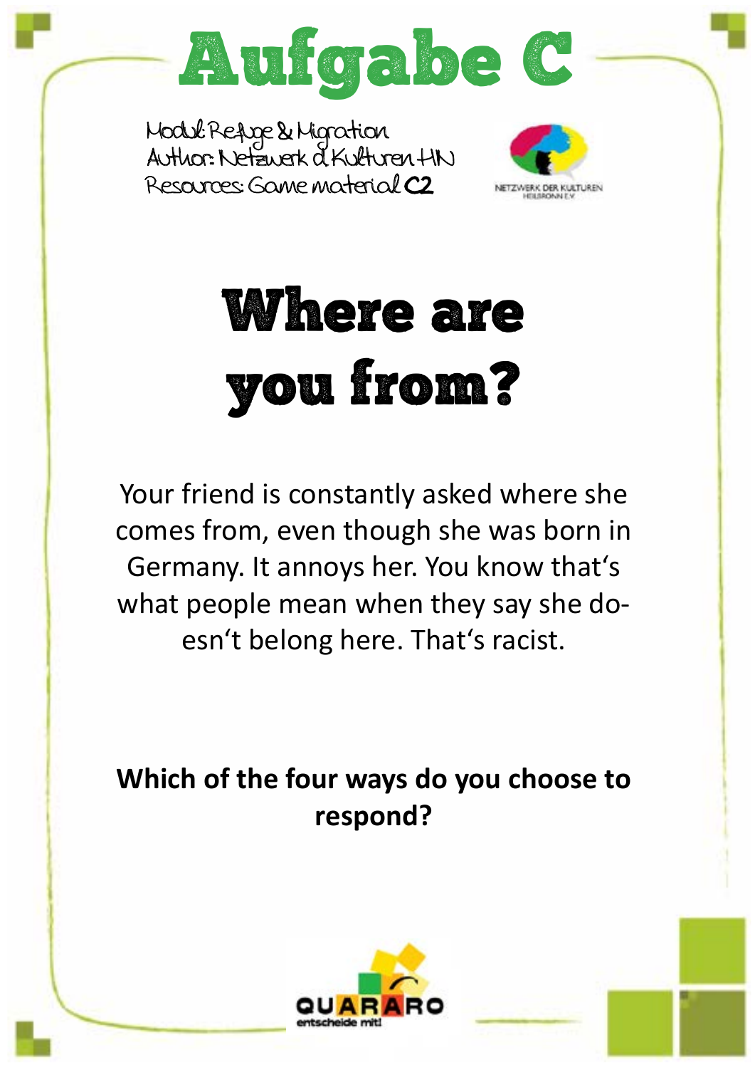# Aufgabe C

Modul: Refuge & Migration
Author: Netzwerk d. Kulturen HN
Resources: Game material **C2**

NETZWERK DER KULTUREN HEILBRONN E.V.

## Where are you from?

Your friend is constantly asked where she comes from, even though she was born in Germany. It annoys her. You know that‘s what people mean when they say she doesn‘t belong here. That‘s racist.

**Which of the four ways do you choose to respond?**

QUARARO
entscheide mit!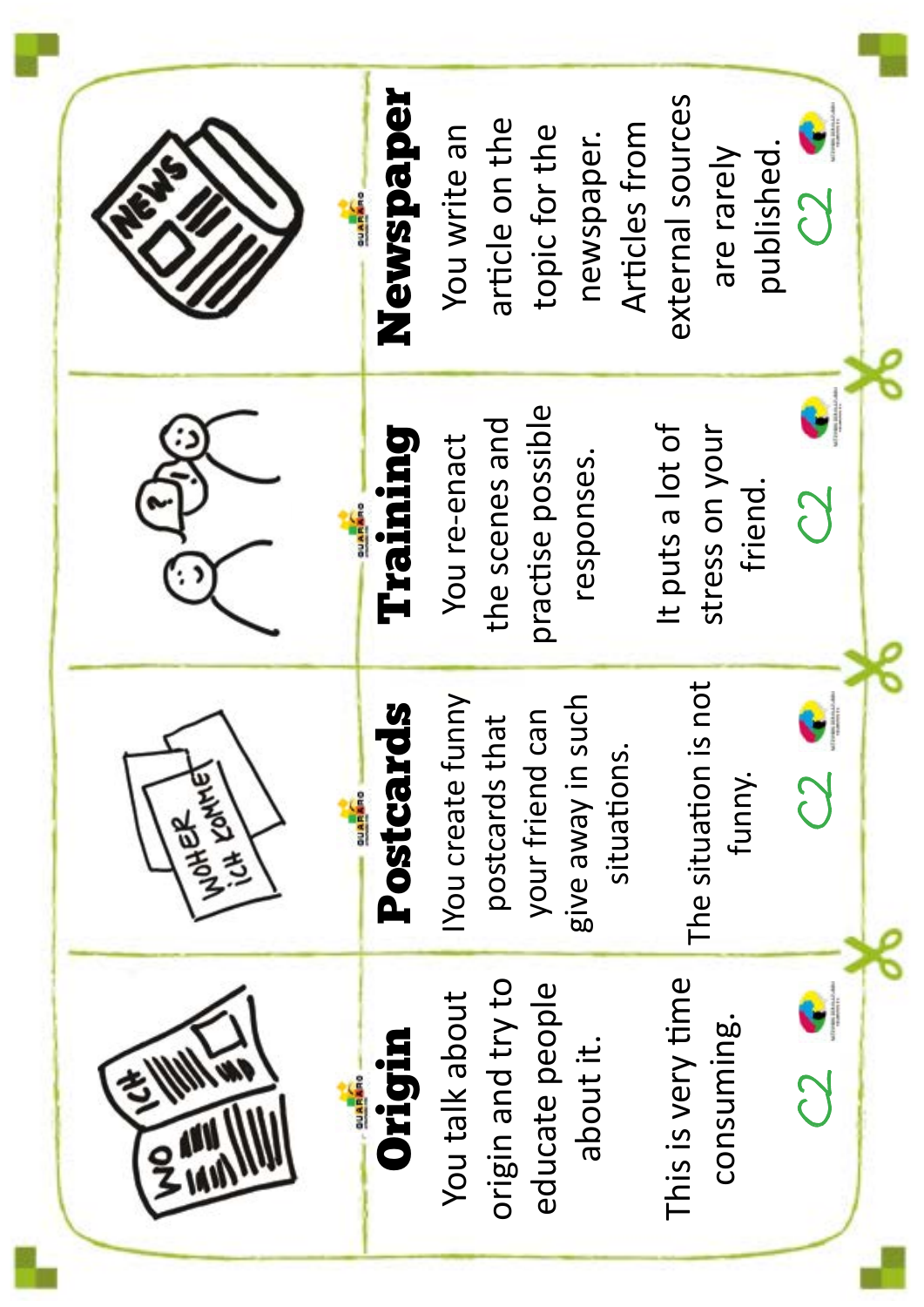## Origin

You talk about origin and try to educate people about it.

This is very time consuming.

## Postcards

IYou create funny postcards that your friend can give away in such situations.

The situation is not funny.

## Training

You re-enact the scenes and practise possible responses.

It puts a lot of stress on your friend.

## Newspaper

You write an article on the topic for the newspaper. Articles from external sources are rarely published.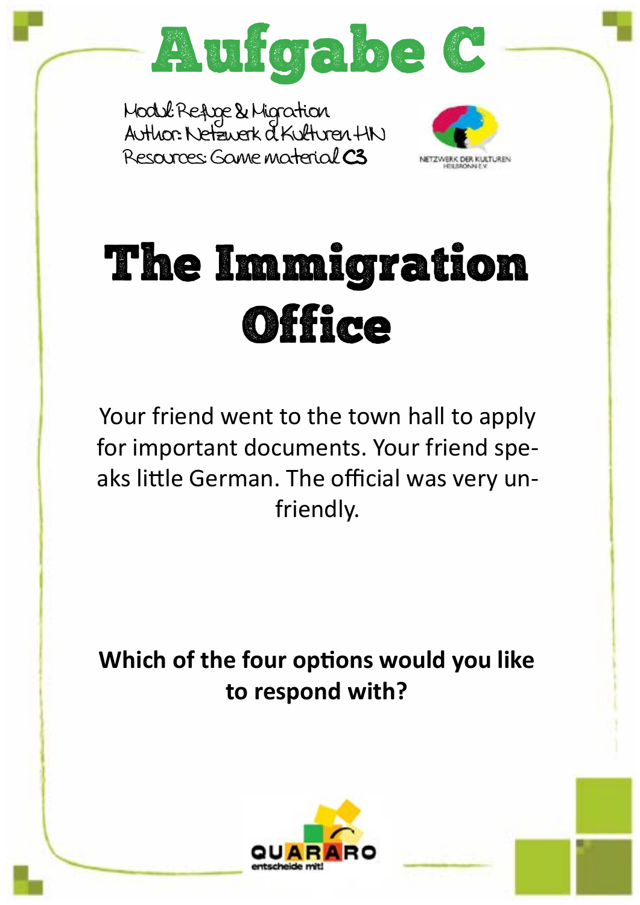# Aufgabe C

Modul: Refuge & Migration
Author: Netzwerk d. Kulturen HN
Resources: Game material **C3**

NETZWERK DER KULTUREN HEILBRONN E.V.

# The Immigration Office

Your friend went to the town hall to apply for important documents. Your friend speaks little German. The official was very unfriendly.

**Which of the four options would you like to respond with?**

QUARARO entscheide mit!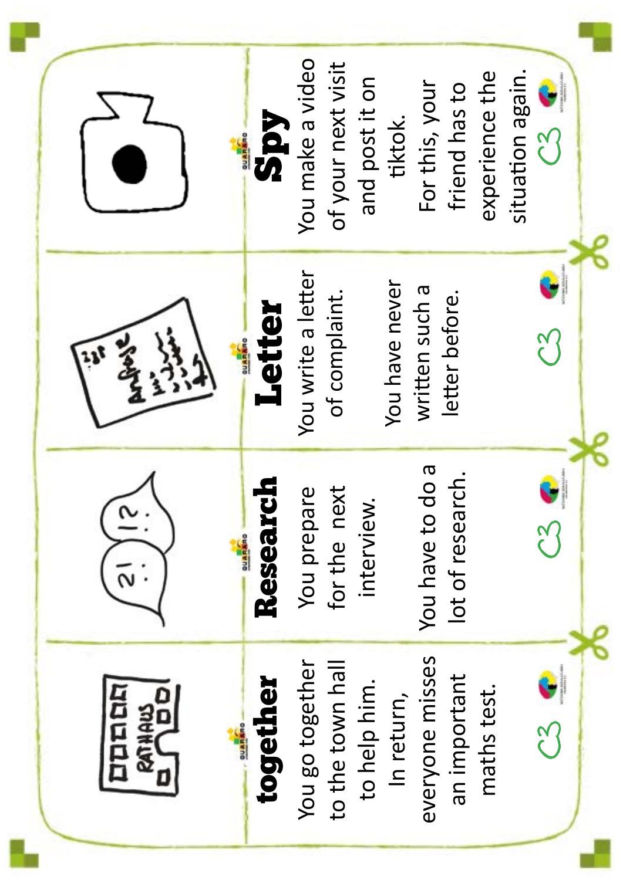## together

You go together to the town hall to help him. In return, everyone misses an important maths test.

## Research

You prepare for the next interview.

You have to do a lot of research.

## Letter

You write a letter of complaint.

You have never written such a letter before.

## Spy

You make a video of your next visit and post it on tiktok.

For this, your friend has to experience the situation again.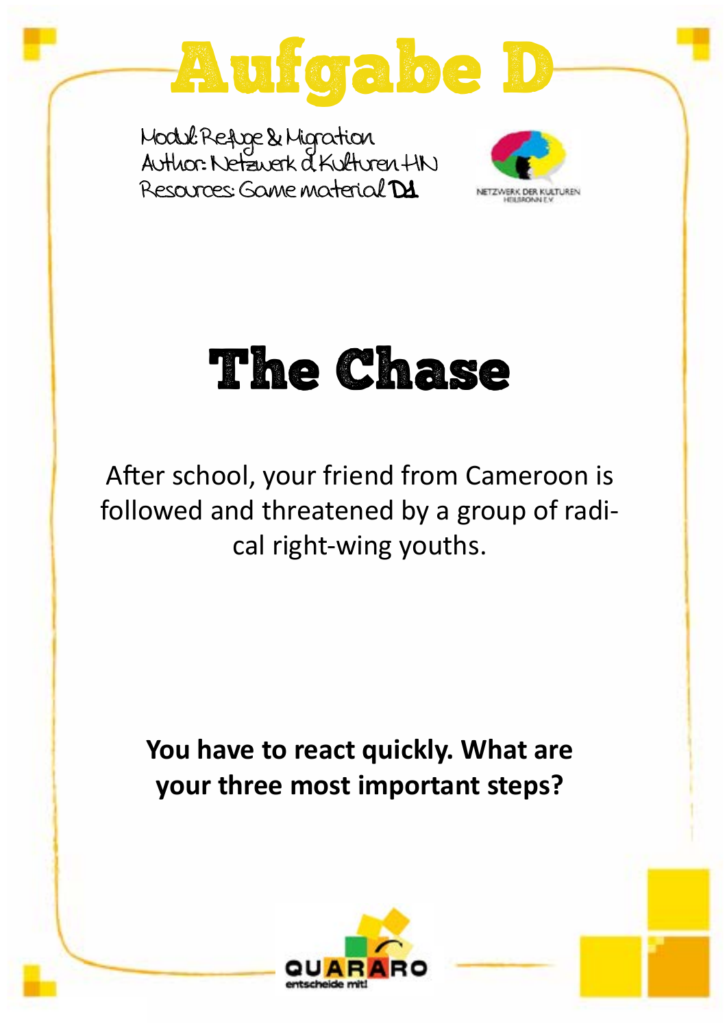# Aufgabe D

Modul: Refuge & Migration
Author: Netzwerk d. Kulturen HN
Resources: Game material **D1**

NETZWERK DER KULTUREN HEILBRONN E.V.

## The Chase

After school, your friend from Cameroon is followed and threatened by a group of radical right-wing youths.

**You have to react quickly. What are your three most important steps?**

QUARARO entscheide mit!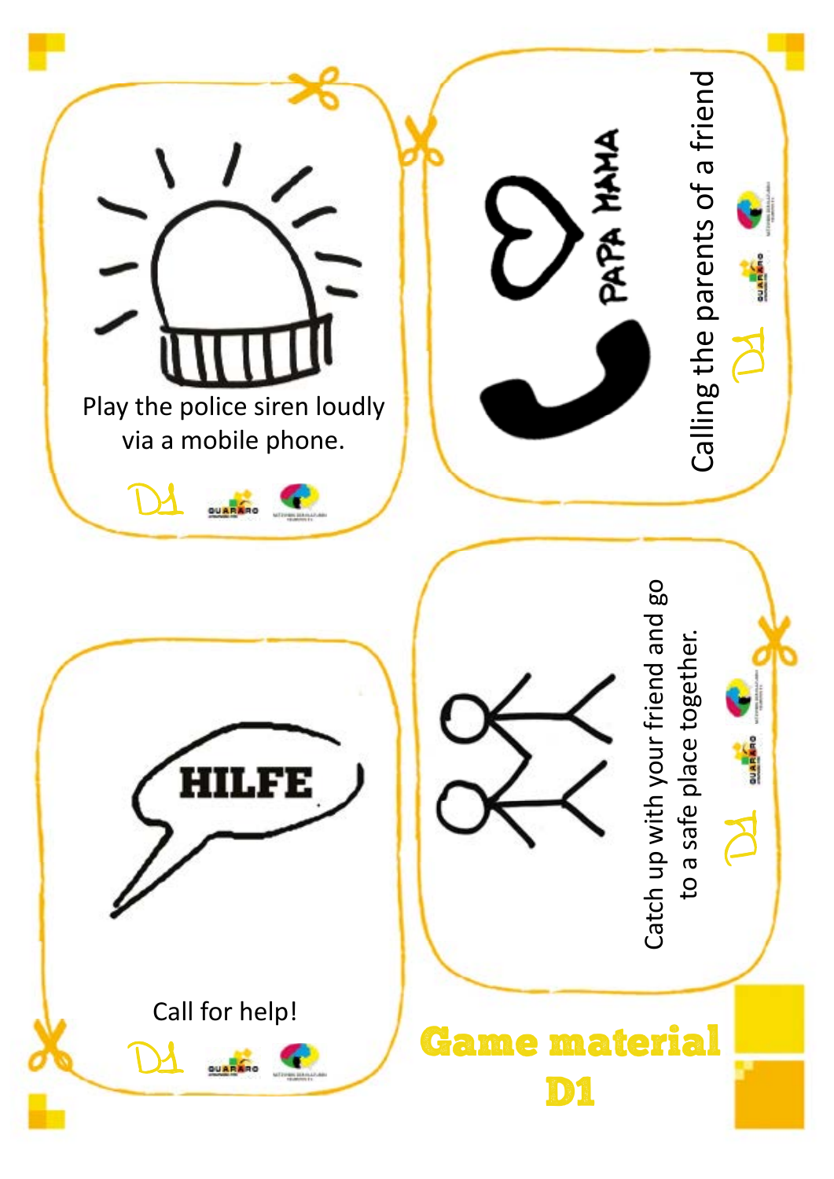Play the police siren loudly via a mobile phone.

D1

PAPA MAMA

Calling the parents of a friend

D1

HILFE

Call for help!

D1

Catch up with your friend and go to a safe place together.

D1

**Game material D1**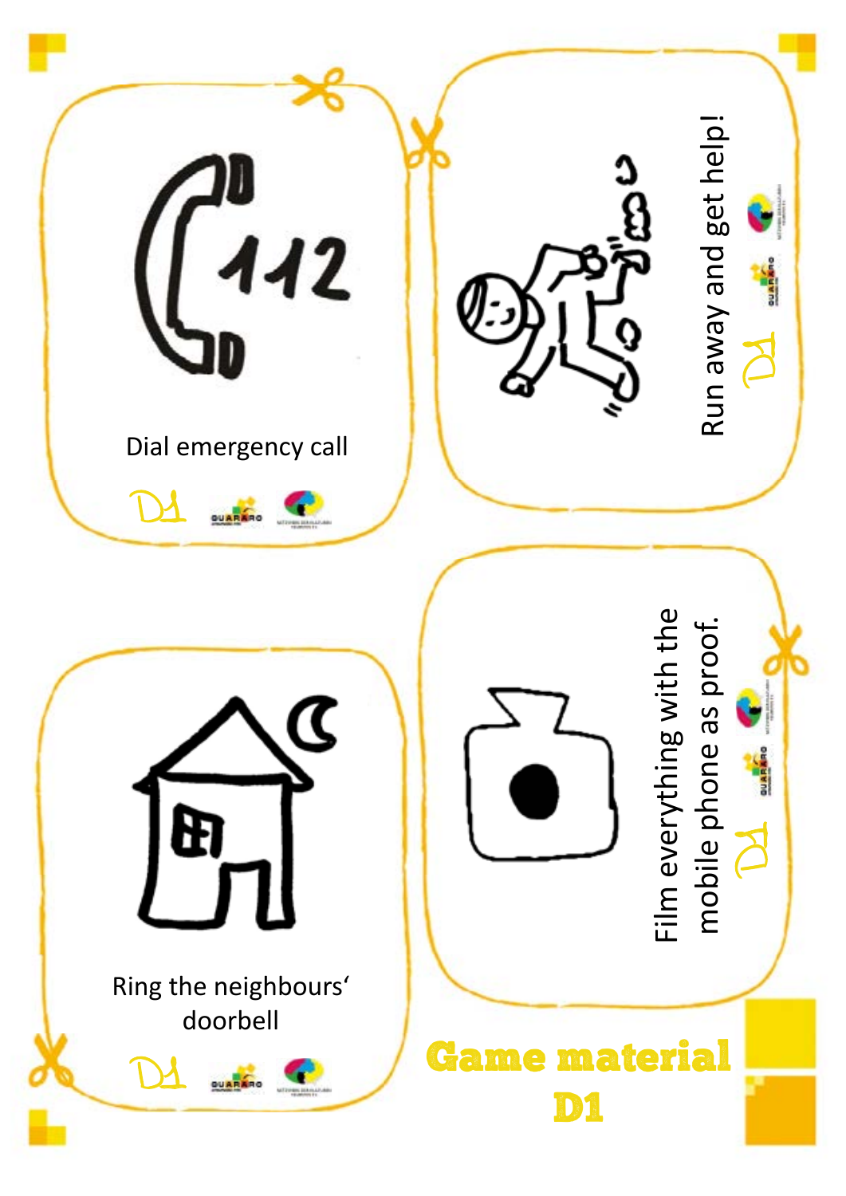112

Dial emergency call

D1

Run away and get help!

D1

Ring the neighbours‘ doorbell

D1

Film everything with the mobile phone as proof.

D1

**Game material D1**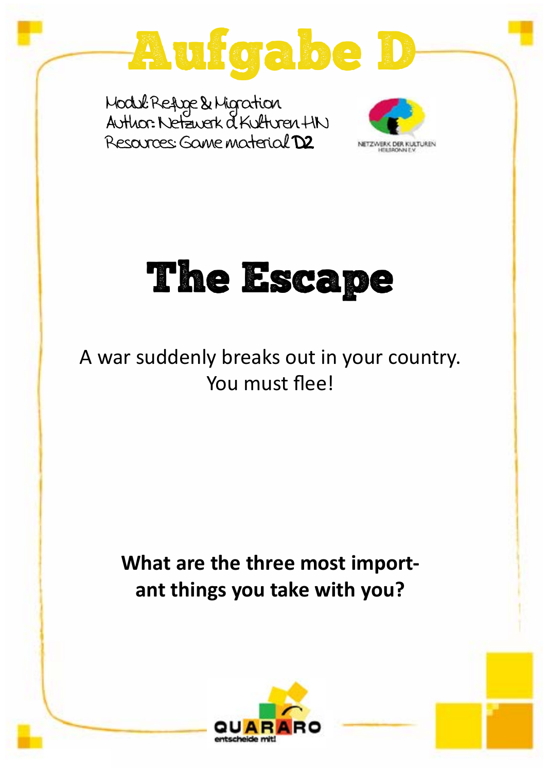# Aufgabe D

Modul: Refuge & Migration
Author: Netzwerk d. Kulturen HN
Resources: Game material **D2**

NETZWERK DER KULTUREN HEILBRONN E.V.

## The Escape

A war suddenly breaks out in your country.
You must flee!

**What are the three most import-ant things you take with you?**

QUARARO entscheide mit!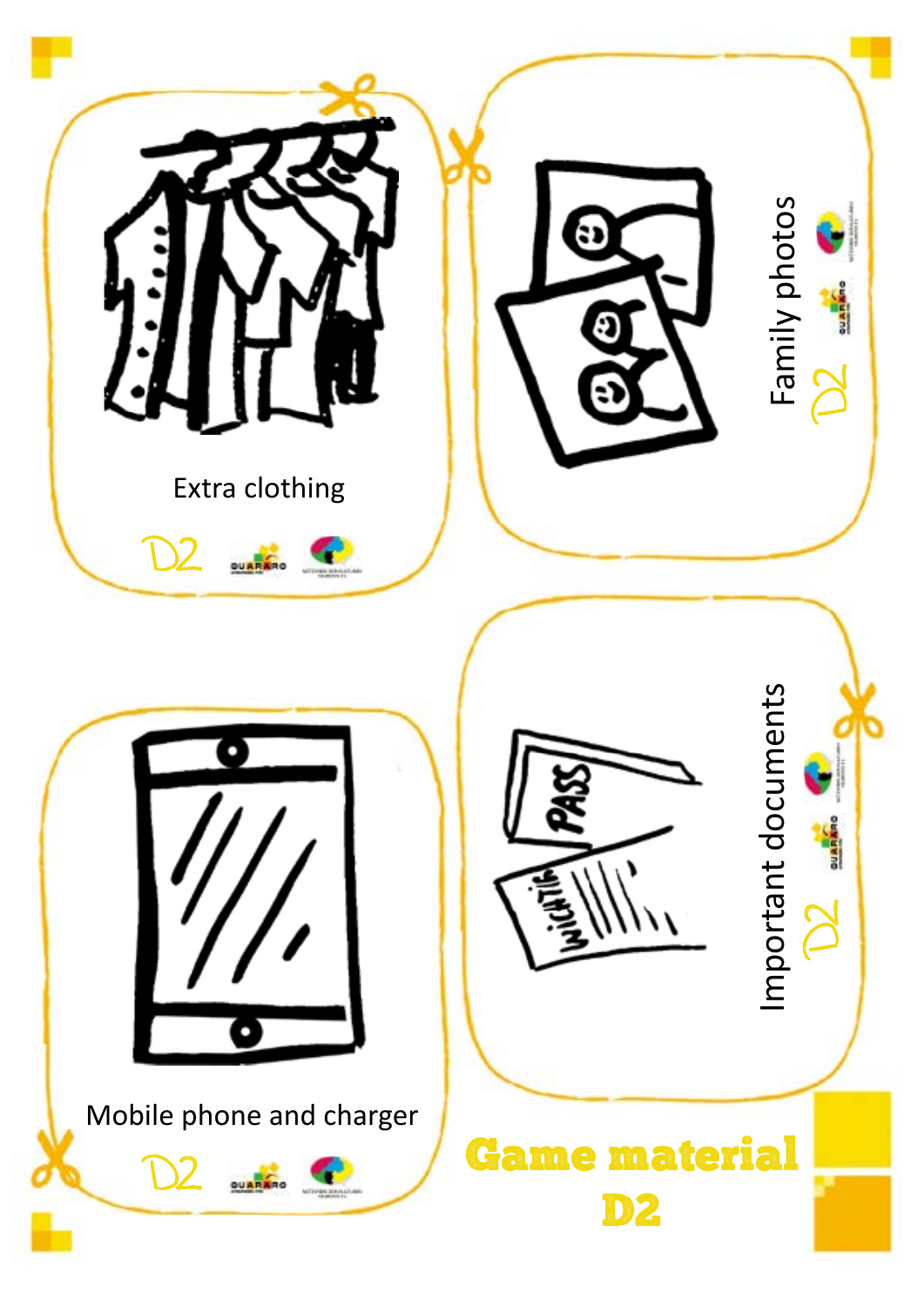Extra clothing

D2

Family photos

D2

Mobile phone and charger

D2

Important documents

D2

**Game material D2**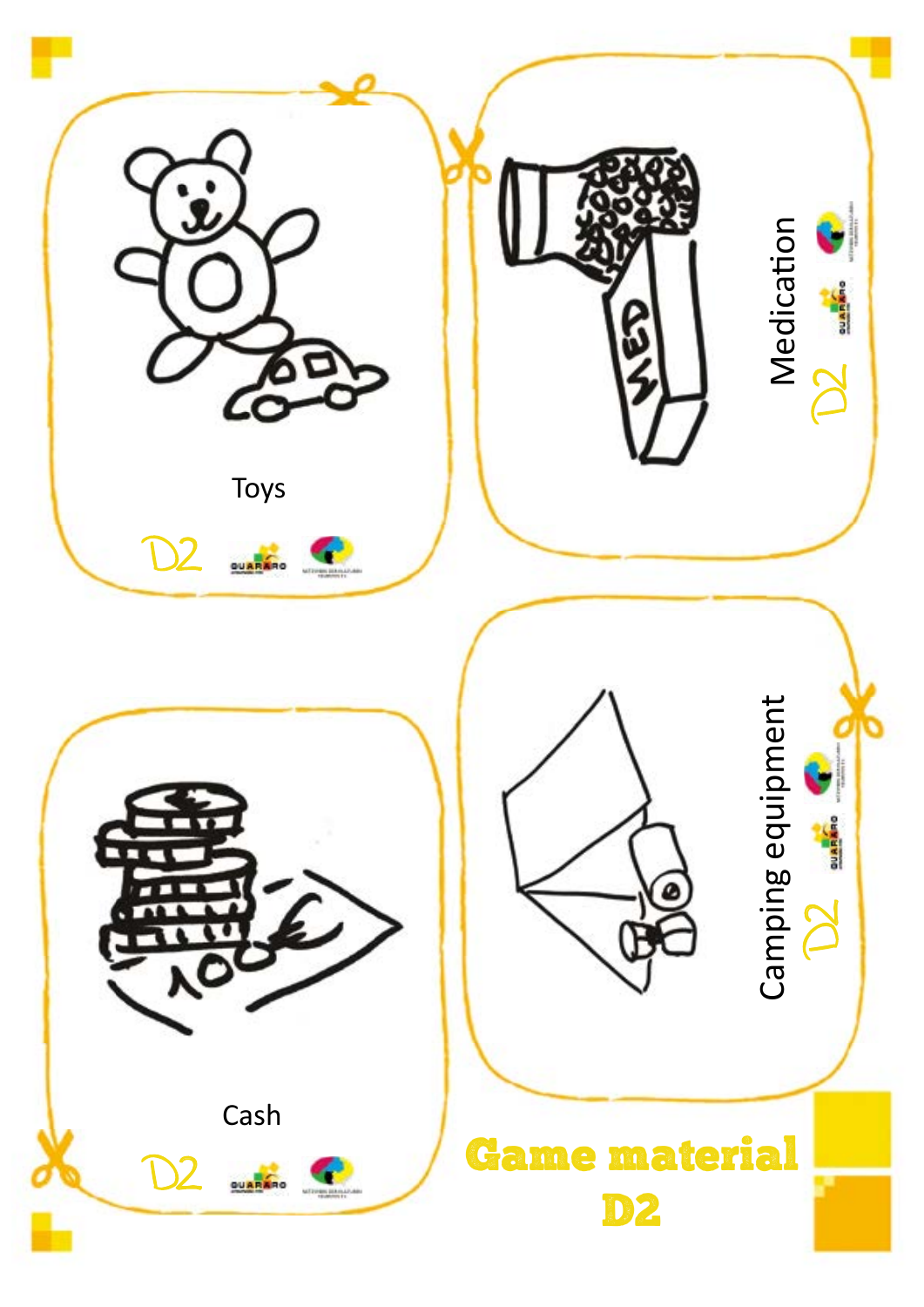Toys

D2

Medication

D2

Cash

D2

Camping equipment

D2

# Game material D2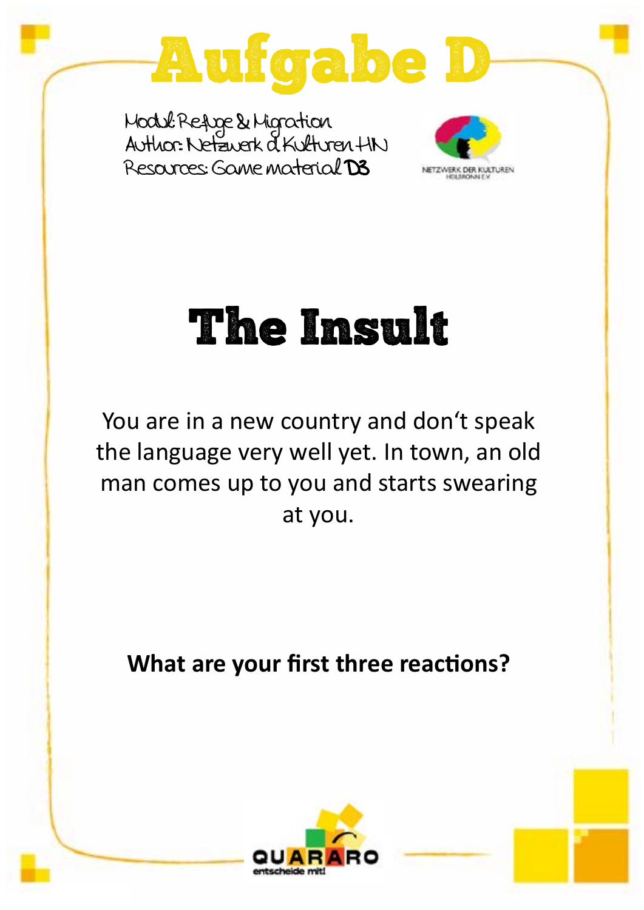# Aufgabe D

Modul: Refuge & Migration
Author: Netzwerk d. Kulturen HN
Resources: Game material **D3**

NETZWERK DER KULTUREN HEILBRONN E.V.

## The Insult

You are in a new country and don't speak the language very well yet. In town, an old man comes up to you and starts swearing at you.

**What are your first three reactions?**

QUARARO entscheide mit!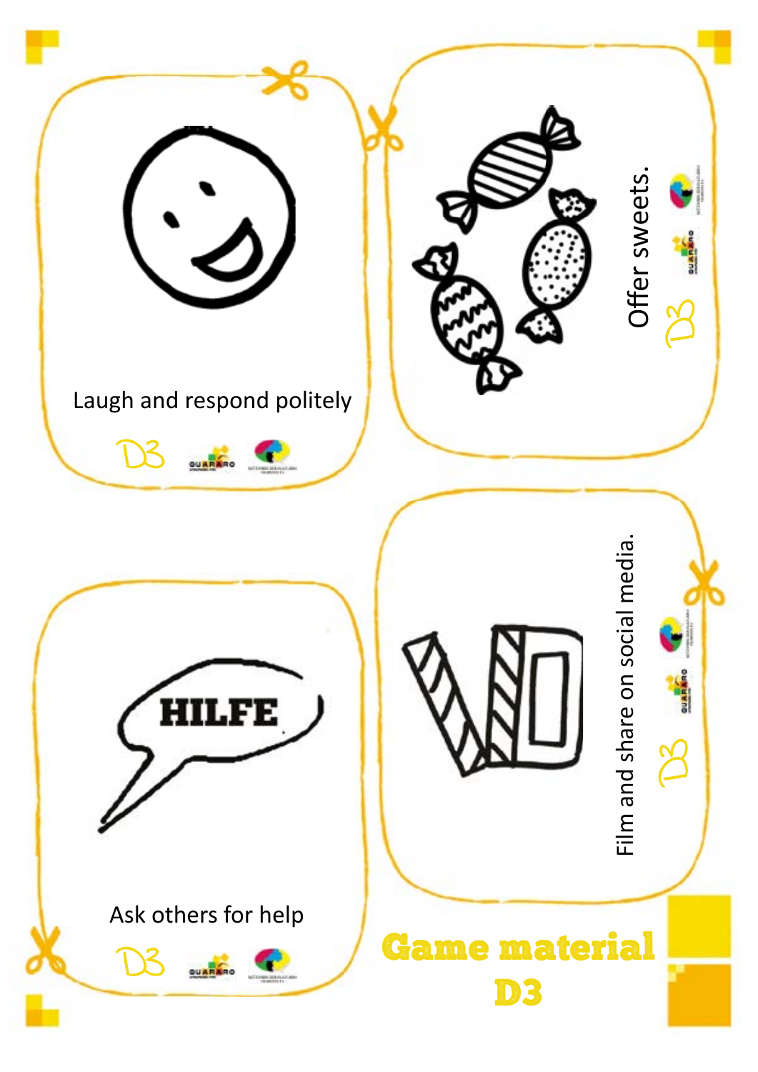Laugh and respond politely

D3

Offer sweets.

D3

HILFE

Ask others for help

D3

Film and share on social media.

D3

**Game material D3**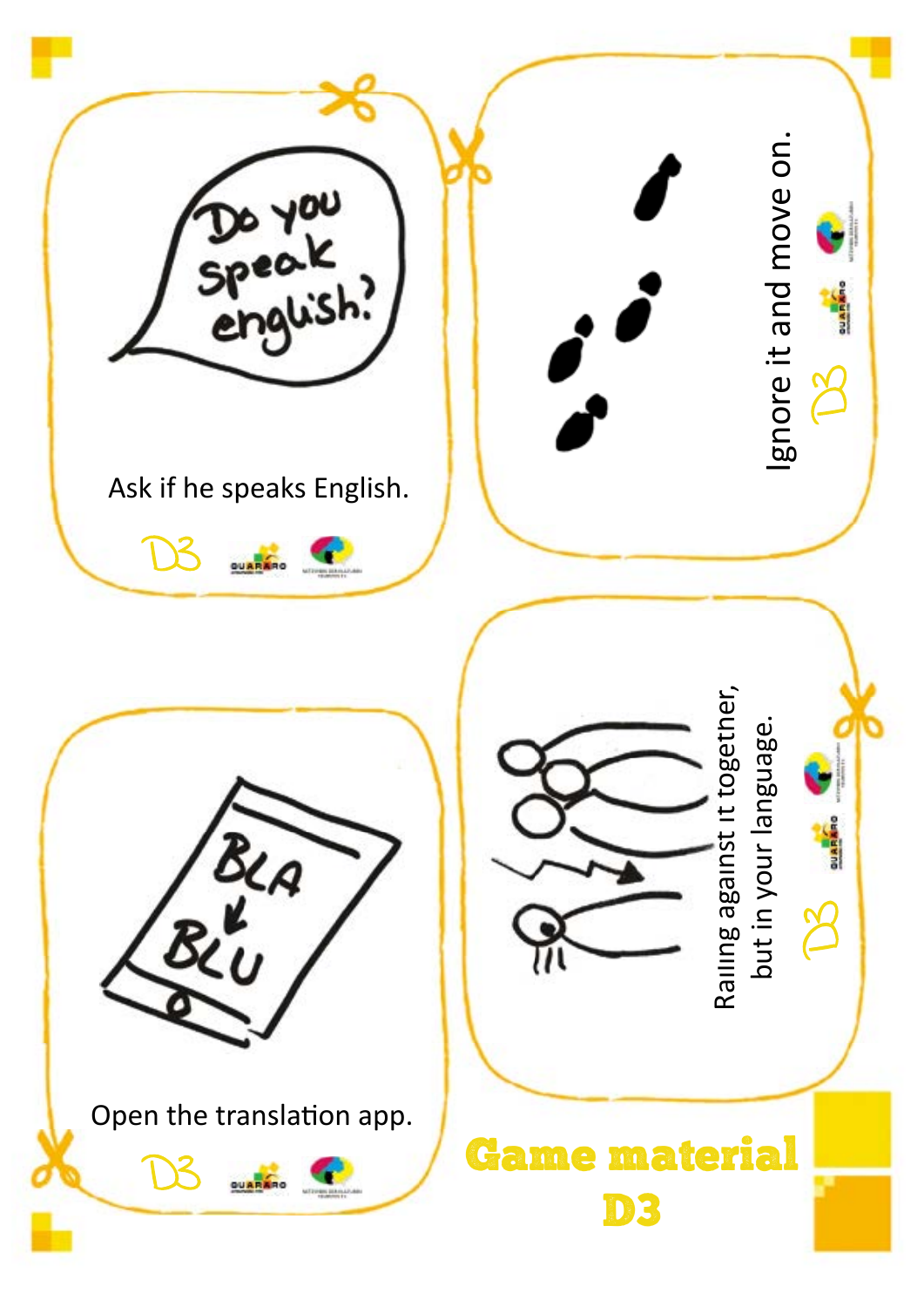Do you speak english?

Ask if he speaks English.

D3

Ignore it and move on.

D3

BLA → BLU

Open the translation app.

D3

Railing against it together, but in your language.

D3

# Game material D3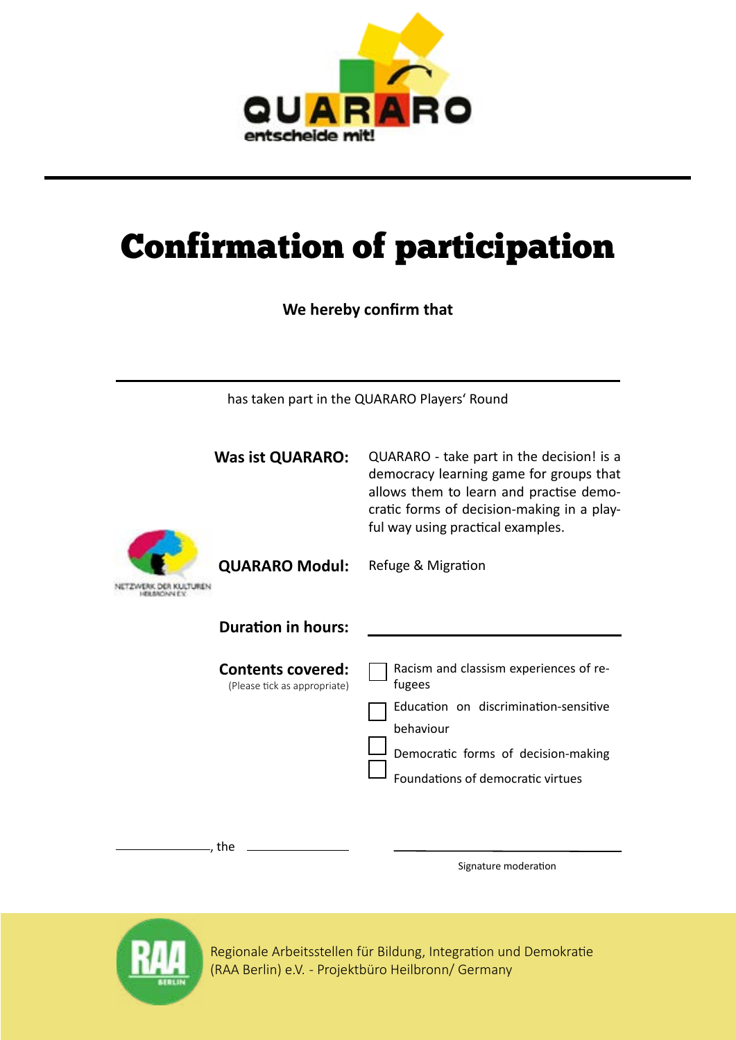QUARARO
entscheide mit!

# Confirmation of participation

**We hereby confirm that**

\_\_\_\_\_\_\_\_\_\_\_\_\_\_\_\_\_\_\_\_\_\_\_\_\_\_\_\_\_\_\_\_\_\_\_\_\_\_\_\_

has taken part in the QUARARO Players' Round

**Was ist QUARARO:** QUARARO - take part in the decision! is a democracy learning game for groups that allows them to learn and practise democratic forms of decision-making in a playful way using practical examples.

NETZWERK DER KULTUREN HEILBRONN E.V.

**QUARARO Modul:** Refuge & Migration

**Duration in hours:** \_\_\_\_\_\_\_\_\_\_\_\_\_\_\_\_\_\_\_\_

**Contents covered:**
(Please tick as appropriate)

- ☐ Racism and classism experiences of refugees
- ☐ Education on discrimination-sensitive behaviour
- ☐ Democratic forms of decision-making
- ☐ Foundations of democratic virtues

\_\_\_\_\_\_\_\_\_\_\_\_\_\_, the \_\_\_\_\_\_\_\_\_\_\_\_\_\_

\_\_\_\_\_\_\_\_\_\_\_\_\_\_\_\_\_\_\_\_\_\_\_\_
Signature moderation

RAA BERLIN

Regionale Arbeitsstellen für Bildung, Integration und Demokratie (RAA Berlin) e.V. - Projektbüro Heilbronn/ Germany